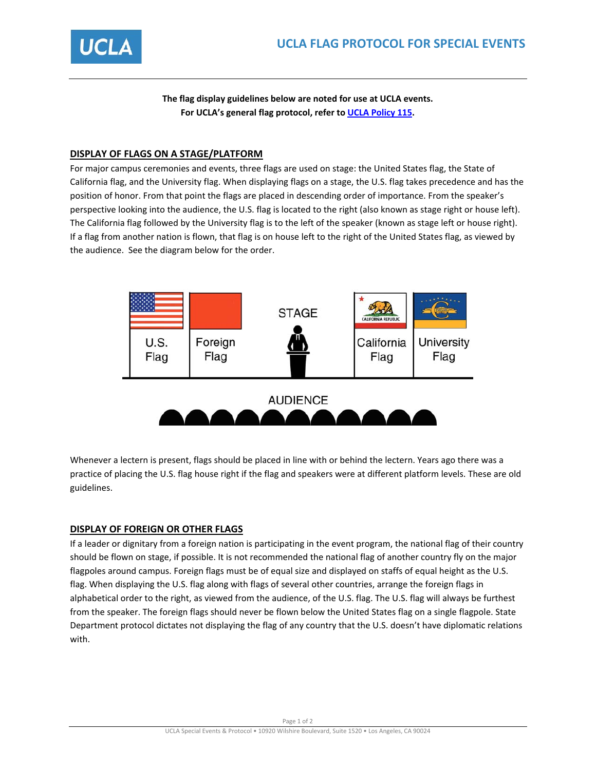# UCLA FLAG PROTOCOL FOR SPECIAL EVENTS

**The flag display guidelines below are noted for use at UCLA events.**
**For UCLA's general flag protocol, refer to [UCLA Policy 115](UCLA Policy 115).**

## DISPLAY OF FLAGS ON A STAGE/PLATFORM

For major campus ceremonies and events, three flags are used on stage: the United States flag, the State of California flag, and the University flag. When displaying flags on a stage, the U.S. flag takes precedence and has the position of honor. From that point the flags are placed in descending order of importance. From the speaker's perspective looking into the audience, the U.S. flag is located to the right (also known as stage right or house left). The California flag followed by the University flag is to the left of the speaker (known as stage left or house right). If a flag from another nation is flown, that flag is on house left to the right of the United States flag, as viewed by the audience. See the diagram below for the order.

U.S. Flag | Foreign Flag | STAGE | California Flag | University Flag

AUDIENCE

Whenever a lectern is present, flags should be placed in line with or behind the lectern. Years ago there was a practice of placing the U.S. flag house right if the flag and speakers were at different platform levels. These are old guidelines.

## DISPLAY OF FOREIGN OR OTHER FLAGS

If a leader or dignitary from a foreign nation is participating in the event program, the national flag of their country should be flown on stage, if possible. It is not recommended the national flag of another country fly on the major flagpoles around campus. Foreign flags must be of equal size and displayed on staffs of equal height as the U.S. flag. When displaying the U.S. flag along with flags of several other countries, arrange the foreign flags in alphabetical order to the right, as viewed from the audience, of the U.S. flag. The U.S. flag will always be furthest from the speaker. The foreign flags should never be flown below the United States flag on a single flagpole. State Department protocol dictates not displaying the flag of any country that the U.S. doesn't have diplomatic relations with.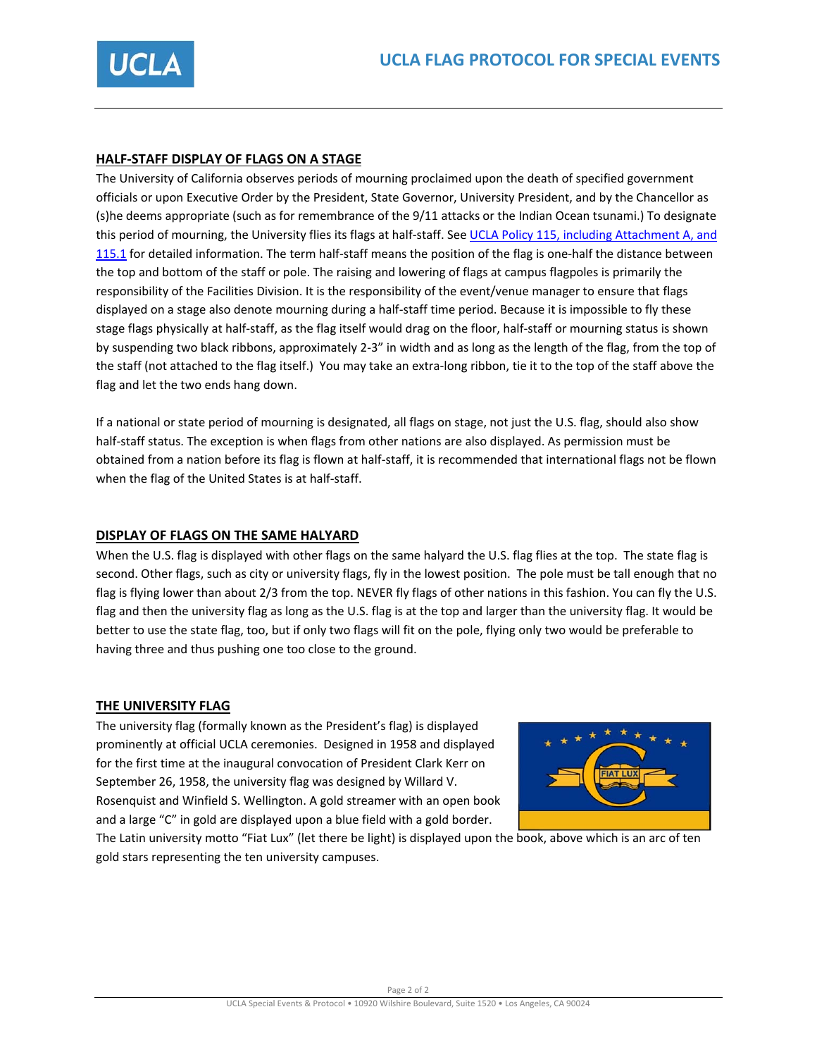## HALF-STAFF DISPLAY OF FLAGS ON A STAGE

The University of California observes periods of mourning proclaimed upon the death of specified government officials or upon Executive Order by the President, State Governor, University President, and by the Chancellor as (s)he deems appropriate (such as for remembrance of the 9/11 attacks or the Indian Ocean tsunami.) To designate this period of mourning, the University flies its flags at half-staff. See [UCLA Policy 115, including Attachment A, and 115.1] for detailed information. The term half-staff means the position of the flag is one-half the distance between the top and bottom of the staff or pole. The raising and lowering of flags at campus flagpoles is primarily the responsibility of the Facilities Division. It is the responsibility of the event/venue manager to ensure that flags displayed on a stage also denote mourning during a half-staff time period. Because it is impossible to fly these stage flags physically at half-staff, as the flag itself would drag on the floor, half-staff or mourning status is shown by suspending two black ribbons, approximately 2-3" in width and as long as the length of the flag, from the top of the staff (not attached to the flag itself.) You may take an extra-long ribbon, tie it to the top of the staff above the flag and let the two ends hang down.

If a national or state period of mourning is designated, all flags on stage, not just the U.S. flag, should also show half-staff status. The exception is when flags from other nations are also displayed. As permission must be obtained from a nation before its flag is flown at half-staff, it is recommended that international flags not be flown when the flag of the United States is at half-staff.

## DISPLAY OF FLAGS ON THE SAME HALYARD

When the U.S. flag is displayed with other flags on the same halyard the U.S. flag flies at the top. The state flag is second. Other flags, such as city or university flags, fly in the lowest position. The pole must be tall enough that no flag is flying lower than about 2/3 from the top. NEVER fly flags of other nations in this fashion. You can fly the U.S. flag and then the university flag as long as the U.S. flag is at the top and larger than the university flag. It would be better to use the state flag, too, but if only two flags will fit on the pole, flying only two would be preferable to having three and thus pushing one too close to the ground.

## THE UNIVERSITY FLAG

The university flag (formally known as the President's flag) is displayed prominently at official UCLA ceremonies. Designed in 1958 and displayed for the first time at the inaugural convocation of President Clark Kerr on September 26, 1958, the university flag was designed by Willard V. Rosenquist and Winfield S. Wellington. A gold streamer with an open book and a large "C" in gold are displayed upon a blue field with a gold border. The Latin university motto "Fiat Lux" (let there be light) is displayed upon the book, above which is an arc of ten gold stars representing the ten university campuses.